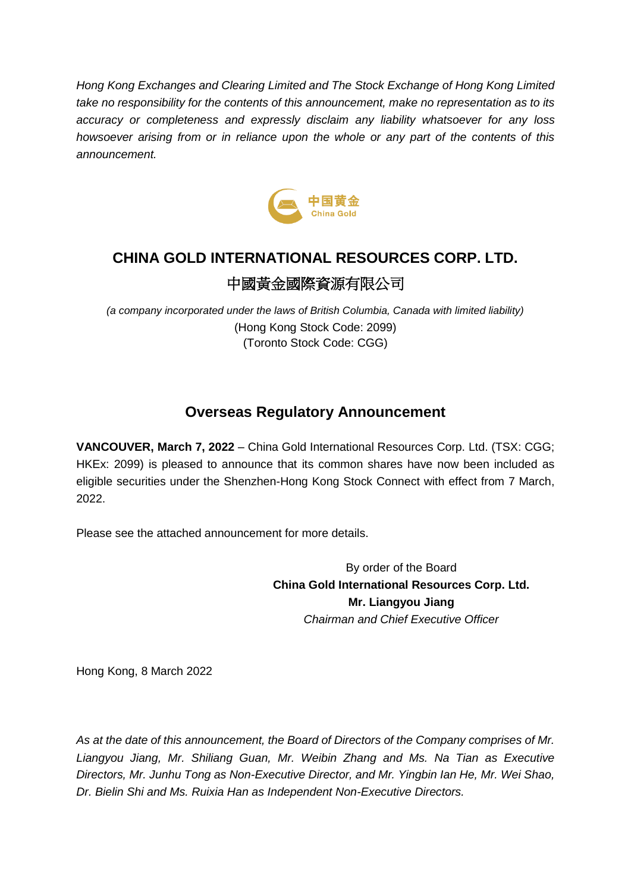*Hong Kong Exchanges and Clearing Limited and The Stock Exchange of Hong Kong Limited take no responsibility for the contents of this announcement, make no representation as to its accuracy or completeness and expressly disclaim any liability whatsoever for any loss howsoever arising from or in reliance upon the whole or any part of the contents of this announcement.*

中国黄金
China Gold

# CHINA GOLD INTERNATIONAL RESOURCES CORP. LTD.

# 中國黃金國際資源有限公司

*(a company incorporated under the laws of British Columbia, Canada with limited liability)*
(Hong Kong Stock Code: 2099)
(Toronto Stock Code: CGG)

## Overseas Regulatory Announcement

**VANCOUVER, March 7, 2022** – China Gold International Resources Corp. Ltd. (TSX: CGG; HKEx: 2099) is pleased to announce that its common shares have now been included as eligible securities under the Shenzhen-Hong Kong Stock Connect with effect from 7 March, 2022.

Please see the attached announcement for more details.

By order of the Board
**China Gold International Resources Corp. Ltd.**
**Mr. Liangyou Jiang**
*Chairman and Chief Executive Officer*

Hong Kong, 8 March 2022

*As at the date of this announcement, the Board of Directors of the Company comprises of Mr. Liangyou Jiang, Mr. Shiliang Guan, Mr. Weibin Zhang and Ms. Na Tian as Executive Directors, Mr. Junhu Tong as Non-Executive Director, and Mr. Yingbin Ian He, Mr. Wei Shao, Dr. Bielin Shi and Ms. Ruixia Han as Independent Non-Executive Directors.*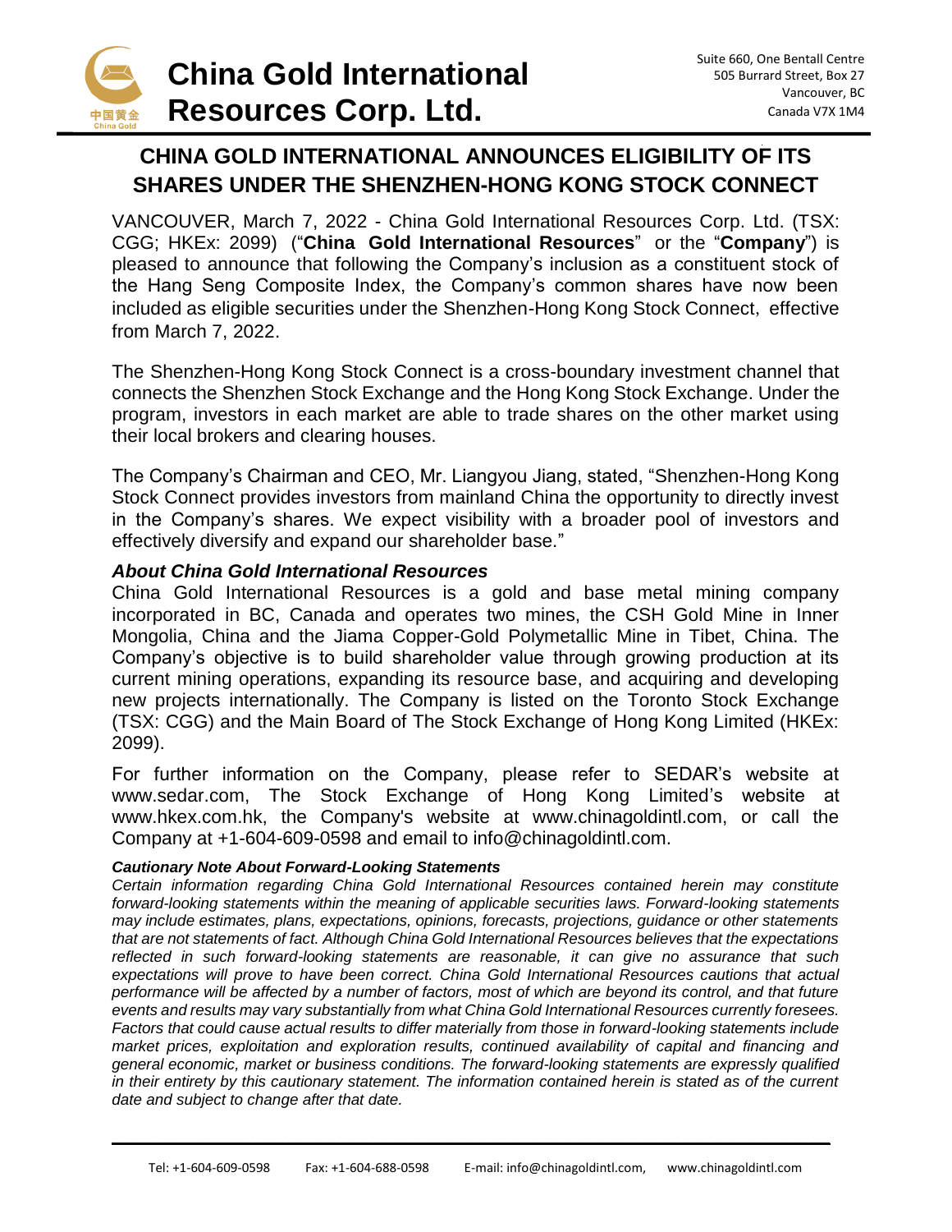# China Gold International Resources Corp. Ltd.

Suite 660, One Bentall Centre
505 Burrard Street, Box 27
Vancouver, BC
Canada V7X 1M4

## CHINA GOLD INTERNATIONAL ANNOUNCES ELIGIBILITY OF ITS SHARES UNDER THE SHENZHEN-HONG KONG STOCK CONNECT

VANCOUVER, March 7, 2022 - China Gold International Resources Corp. Ltd. (TSX: CGG; HKEx: 2099) ("**China Gold International Resources**" or the "**Company**") is pleased to announce that following the Company's inclusion as a constituent stock of the Hang Seng Composite Index, the Company's common shares have now been included as eligible securities under the Shenzhen-Hong Kong Stock Connect, effective from March 7, 2022.

The Shenzhen-Hong Kong Stock Connect is a cross-boundary investment channel that connects the Shenzhen Stock Exchange and the Hong Kong Stock Exchange. Under the program, investors in each market are able to trade shares on the other market using their local brokers and clearing houses.

The Company's Chairman and CEO, Mr. Liangyou Jiang, stated, "Shenzhen-Hong Kong Stock Connect provides investors from mainland China the opportunity to directly invest in the Company's shares. We expect visibility with a broader pool of investors and effectively diversify and expand our shareholder base."

### *About China Gold International Resources*

China Gold International Resources is a gold and base metal mining company incorporated in BC, Canada and operates two mines, the CSH Gold Mine in Inner Mongolia, China and the Jiama Copper-Gold Polymetallic Mine in Tibet, China. The Company's objective is to build shareholder value through growing production at its current mining operations, expanding its resource base, and acquiring and developing new projects internationally. The Company is listed on the Toronto Stock Exchange (TSX: CGG) and the Main Board of The Stock Exchange of Hong Kong Limited (HKEx: 2099).

For further information on the Company, please refer to SEDAR's website at www.sedar.com, The Stock Exchange of Hong Kong Limited's website at www.hkex.com.hk, the Company's website at www.chinagoldintl.com, or call the Company at +1-604-609-0598 and email to info@chinagoldintl.com.

***Cautionary Note About Forward-Looking Statements***

*Certain information regarding China Gold International Resources contained herein may constitute forward-looking statements within the meaning of applicable securities laws. Forward-looking statements may include estimates, plans, expectations, opinions, forecasts, projections, guidance or other statements that are not statements of fact. Although China Gold International Resources believes that the expectations reflected in such forward-looking statements are reasonable, it can give no assurance that such expectations will prove to have been correct. China Gold International Resources cautions that actual performance will be affected by a number of factors, most of which are beyond its control, and that future events and results may vary substantially from what China Gold International Resources currently foresees. Factors that could cause actual results to differ materially from those in forward-looking statements include market prices, exploitation and exploration results, continued availability of capital and financing and general economic, market or business conditions. The forward-looking statements are expressly qualified in their entirety by this cautionary statement. The information contained herein is stated as of the current date and subject to change after that date.*

Tel: +1-604-609-0598 Fax: +1-604-688-0598 E-mail: info@chinagoldintl.com, www.chinagoldintl.com